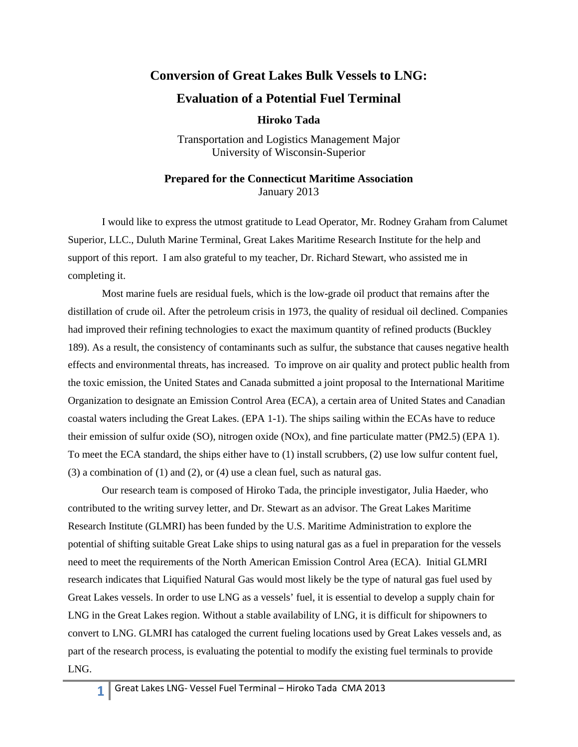# Conversion of Great Lakes Bulk Vessels to LNG:

# Evaluation of a Potential Fuel Terminal

**Hiroko Tada**

Transportation and Logistics Management Major
University of Wisconsin-Superior

**Prepared for the Connecticut Maritime Association**
January 2013

I would like to express the utmost gratitude to Lead Operator, Mr. Rodney Graham from Calumet Superior, LLC., Duluth Marine Terminal, Great Lakes Maritime Research Institute for the help and support of this report. I am also grateful to my teacher, Dr. Richard Stewart, who assisted me in completing it.

Most marine fuels are residual fuels, which is the low-grade oil product that remains after the distillation of crude oil. After the petroleum crisis in 1973, the quality of residual oil declined. Companies had improved their refining technologies to exact the maximum quantity of refined products (Buckley 189). As a result, the consistency of contaminants such as sulfur, the substance that causes negative health effects and environmental threats, has increased. To improve on air quality and protect public health from the toxic emission, the United States and Canada submitted a joint proposal to the International Maritime Organization to designate an Emission Control Area (ECA), a certain area of United States and Canadian coastal waters including the Great Lakes. (EPA 1-1). The ships sailing within the ECAs have to reduce their emission of sulfur oxide (SO), nitrogen oxide (NOx), and fine particulate matter (PM2.5) (EPA 1). To meet the ECA standard, the ships either have to (1) install scrubbers, (2) use low sulfur content fuel, (3) a combination of (1) and (2), or (4) use a clean fuel, such as natural gas.

Our research team is composed of Hiroko Tada, the principle investigator, Julia Haeder, who contributed to the writing survey letter, and Dr. Stewart as an advisor. The Great Lakes Maritime Research Institute (GLMRI) has been funded by the U.S. Maritime Administration to explore the potential of shifting suitable Great Lake ships to using natural gas as a fuel in preparation for the vessels need to meet the requirements of the North American Emission Control Area (ECA). Initial GLMRI research indicates that Liquified Natural Gas would most likely be the type of natural gas fuel used by Great Lakes vessels. In order to use LNG as a vessels' fuel, it is essential to develop a supply chain for LNG in the Great Lakes region. Without a stable availability of LNG, it is difficult for shipowners to convert to LNG. GLMRI has cataloged the current fueling locations used by Great Lakes vessels and, as part of the research process, is evaluating the potential to modify the existing fuel terminals to provide LNG.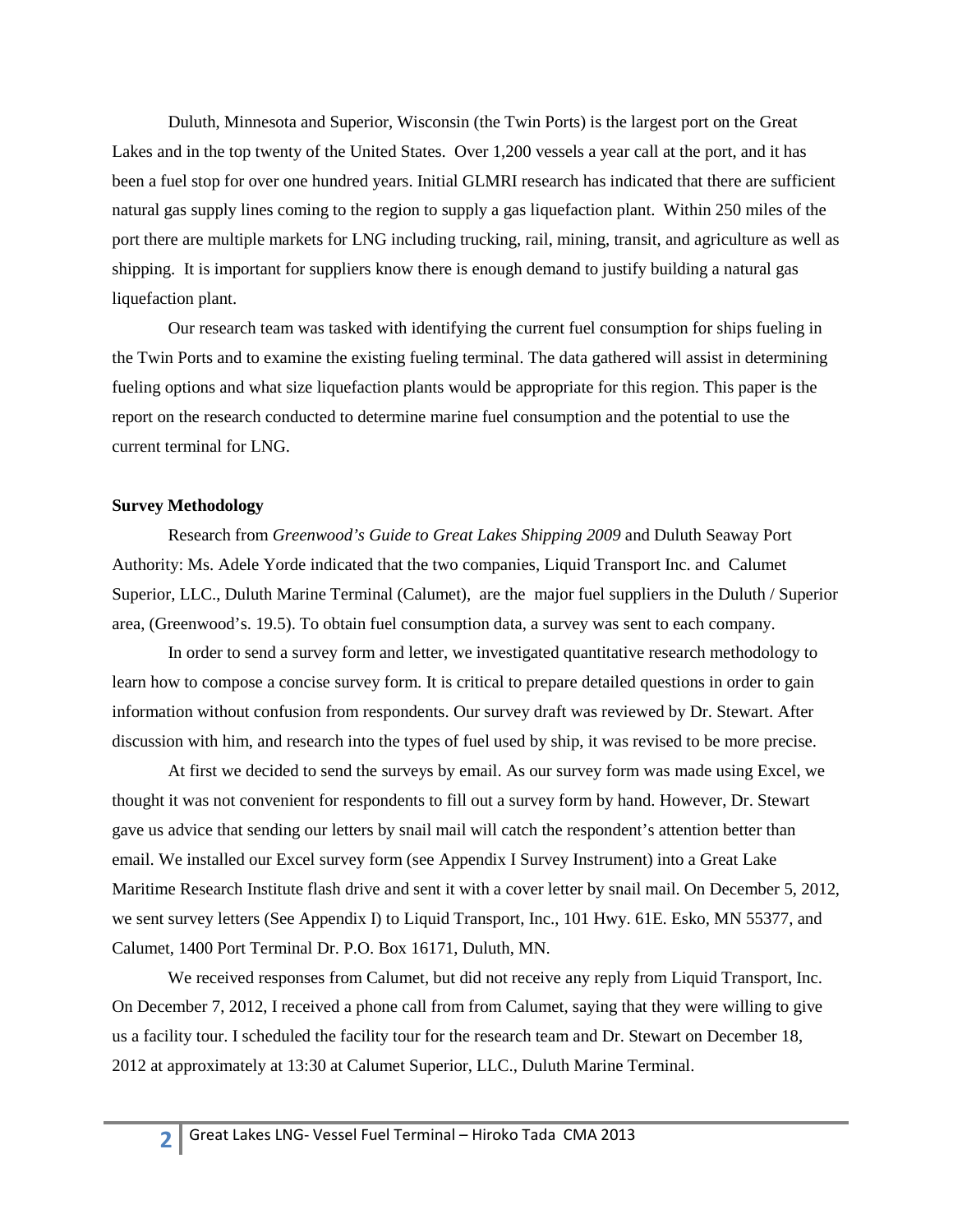Duluth, Minnesota and Superior, Wisconsin (the Twin Ports) is the largest port on the Great Lakes and in the top twenty of the United States. Over 1,200 vessels a year call at the port, and it has been a fuel stop for over one hundred years. Initial GLMRI research has indicated that there are sufficient natural gas supply lines coming to the region to supply a gas liquefaction plant. Within 250 miles of the port there are multiple markets for LNG including trucking, rail, mining, transit, and agriculture as well as shipping. It is important for suppliers know there is enough demand to justify building a natural gas liquefaction plant.

Our research team was tasked with identifying the current fuel consumption for ships fueling in the Twin Ports and to examine the existing fueling terminal. The data gathered will assist in determining fueling options and what size liquefaction plants would be appropriate for this region. This paper is the report on the research conducted to determine marine fuel consumption and the potential to use the current terminal for LNG.

**Survey Methodology**

Research from *Greenwood's Guide to Great Lakes Shipping 2009* and Duluth Seaway Port Authority: Ms. Adele Yorde indicated that the two companies, Liquid Transport Inc. and Calumet Superior, LLC., Duluth Marine Terminal (Calumet), are the major fuel suppliers in the Duluth / Superior area, (Greenwood's. 19.5). To obtain fuel consumption data, a survey was sent to each company.

In order to send a survey form and letter, we investigated quantitative research methodology to learn how to compose a concise survey form. It is critical to prepare detailed questions in order to gain information without confusion from respondents. Our survey draft was reviewed by Dr. Stewart. After discussion with him, and research into the types of fuel used by ship, it was revised to be more precise.

At first we decided to send the surveys by email. As our survey form was made using Excel, we thought it was not convenient for respondents to fill out a survey form by hand. However, Dr. Stewart gave us advice that sending our letters by snail mail will catch the respondent's attention better than email. We installed our Excel survey form (see Appendix I Survey Instrument) into a Great Lake Maritime Research Institute flash drive and sent it with a cover letter by snail mail. On December 5, 2012, we sent survey letters (See Appendix I) to Liquid Transport, Inc., 101 Hwy. 61E. Esko, MN 55377, and Calumet, 1400 Port Terminal Dr. P.O. Box 16171, Duluth, MN.

We received responses from Calumet, but did not receive any reply from Liquid Transport, Inc. On December 7, 2012, I received a phone call from from Calumet, saying that they were willing to give us a facility tour. I scheduled the facility tour for the research team and Dr. Stewart on December 18, 2012 at approximately at 13:30 at Calumet Superior, LLC., Duluth Marine Terminal.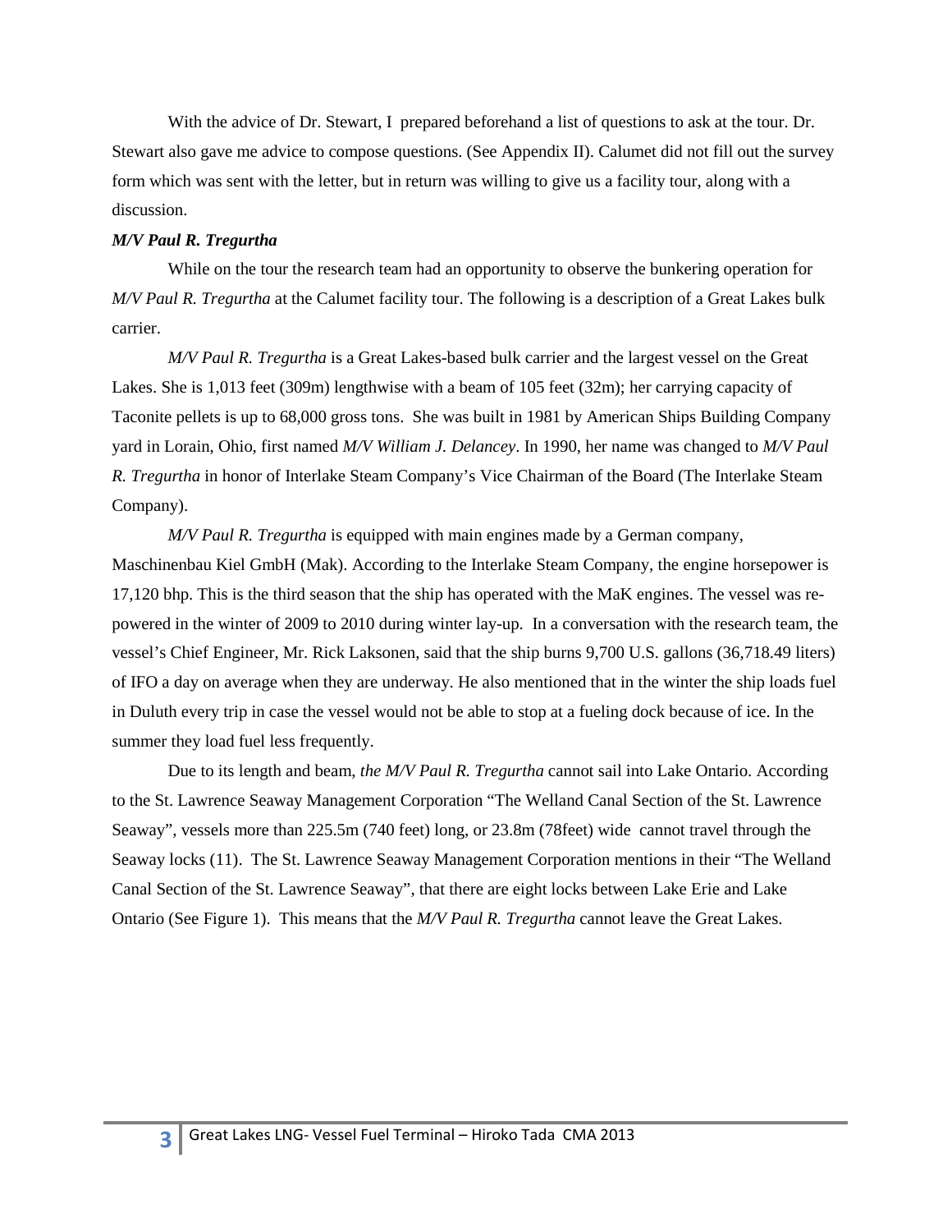With the advice of Dr. Stewart, I prepared beforehand a list of questions to ask at the tour. Dr. Stewart also gave me advice to compose questions. (See Appendix II). Calumet did not fill out the survey form which was sent with the letter, but in return was willing to give us a facility tour, along with a discussion.

***M/V Paul R. Tregurtha***

While on the tour the research team had an opportunity to observe the bunkering operation for *M/V Paul R. Tregurtha* at the Calumet facility tour. The following is a description of a Great Lakes bulk carrier.

*M/V Paul R. Tregurtha* is a Great Lakes-based bulk carrier and the largest vessel on the Great Lakes. She is 1,013 feet (309m) lengthwise with a beam of 105 feet (32m); her carrying capacity of Taconite pellets is up to 68,000 gross tons. She was built in 1981 by American Ships Building Company yard in Lorain, Ohio, first named *M/V William J. Delancey*. In 1990, her name was changed to *M/V Paul R. Tregurtha* in honor of Interlake Steam Company's Vice Chairman of the Board (The Interlake Steam Company).

*M/V Paul R. Tregurtha* is equipped with main engines made by a German company, Maschinenbau Kiel GmbH (Mak). According to the Interlake Steam Company, the engine horsepower is 17,120 bhp. This is the third season that the ship has operated with the MaK engines. The vessel was re-powered in the winter of 2009 to 2010 during winter lay-up. In a conversation with the research team, the vessel's Chief Engineer, Mr. Rick Laksonen, said that the ship burns 9,700 U.S. gallons (36,718.49 liters) of IFO a day on average when they are underway. He also mentioned that in the winter the ship loads fuel in Duluth every trip in case the vessel would not be able to stop at a fueling dock because of ice. In the summer they load fuel less frequently.

Due to its length and beam, *the M/V Paul R. Tregurtha* cannot sail into Lake Ontario. According to the St. Lawrence Seaway Management Corporation "The Welland Canal Section of the St. Lawrence Seaway", vessels more than 225.5m (740 feet) long, or 23.8m (78feet) wide cannot travel through the Seaway locks (11). The St. Lawrence Seaway Management Corporation mentions in their "The Welland Canal Section of the St. Lawrence Seaway", that there are eight locks between Lake Erie and Lake Ontario (See Figure 1). This means that the *M/V Paul R. Tregurtha* cannot leave the Great Lakes.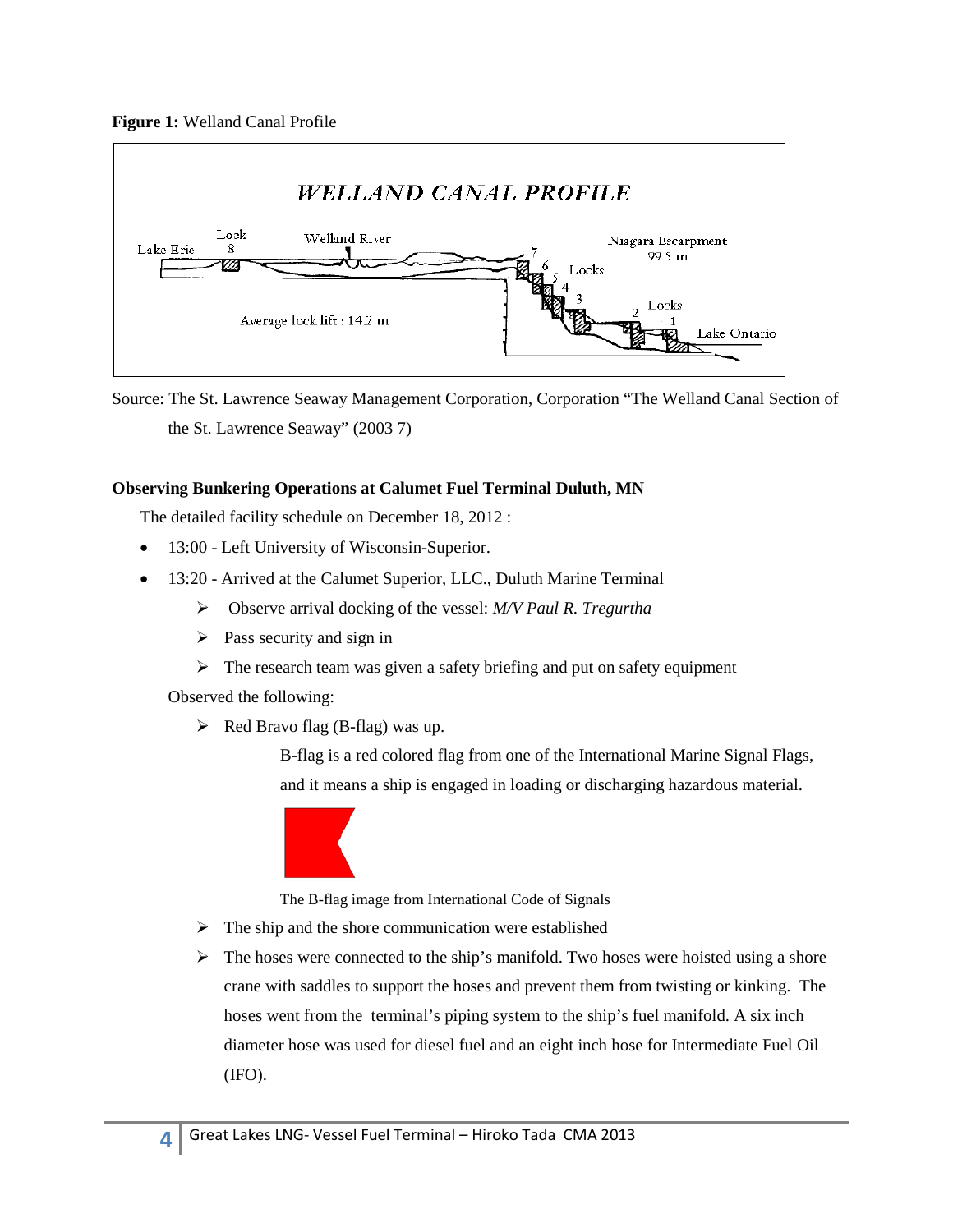**Figure 1:** Welland Canal Profile

Source: The St. Lawrence Seaway Management Corporation, Corporation "The Welland Canal Section of the St. Lawrence Seaway" (2003 7)

**Observing Bunkering Operations at Calumet Fuel Terminal Duluth, MN**

The detailed facility schedule on December 18, 2012 :

- 13:00 - Left University of Wisconsin-Superior.
- 13:20 - Arrived at the Calumet Superior, LLC., Duluth Marine Terminal
    - Observe arrival docking of the vessel: *M/V Paul R. Tregurtha*
    - Pass security and sign in
    - The research team was given a safety briefing and put on safety equipment

  Observed the following:

    - Red Bravo flag (B-flag) was up.

      B-flag is a red colored flag from one of the International Marine Signal Flags, and it means a ship is engaged in loading or discharging hazardous material.

      The B-flag image from International Code of Signals

    - The ship and the shore communication were established
    - The hoses were connected to the ship's manifold. Two hoses were hoisted using a shore crane with saddles to support the hoses and prevent them from twisting or kinking. The hoses went from the terminal's piping system to the ship's fuel manifold. A six inch diameter hose was used for diesel fuel and an eight inch hose for Intermediate Fuel Oil (IFO).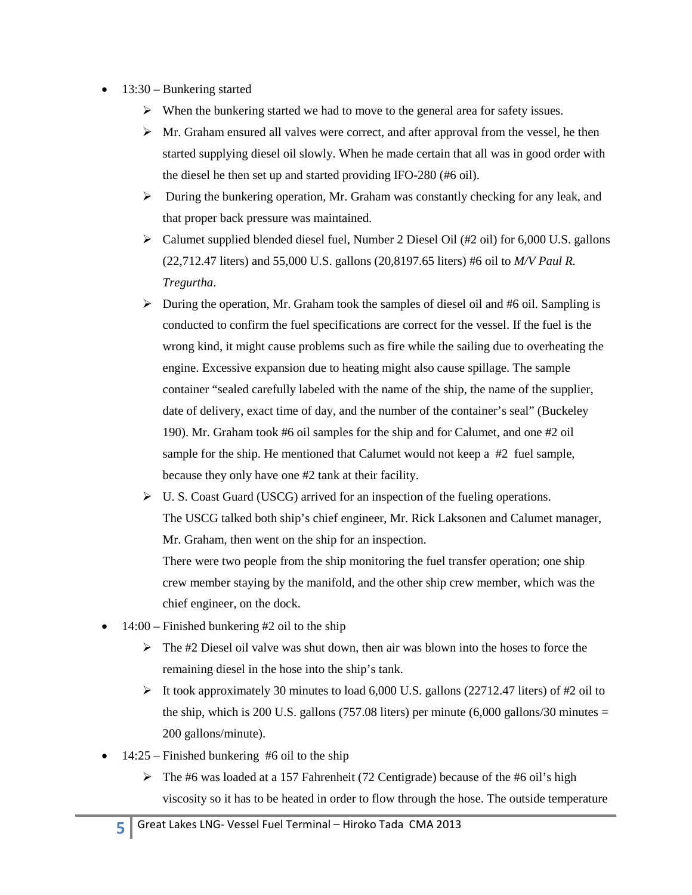- 13:30 – Bunkering started
  - When the bunkering started we had to move to the general area for safety issues.
  - Mr. Graham ensured all valves were correct, and after approval from the vessel, he then started supplying diesel oil slowly. When he made certain that all was in good order with the diesel he then set up and started providing IFO-280 (#6 oil).
  - During the bunkering operation, Mr. Graham was constantly checking for any leak, and that proper back pressure was maintained.
  - Calumet supplied blended diesel fuel, Number 2 Diesel Oil (#2 oil) for 6,000 U.S. gallons (22,712.47 liters) and 55,000 U.S. gallons (20,8197.65 liters) #6 oil to *M/V Paul R. Tregurtha*.
  - During the operation, Mr. Graham took the samples of diesel oil and #6 oil. Sampling is conducted to confirm the fuel specifications are correct for the vessel. If the fuel is the wrong kind, it might cause problems such as fire while the sailing due to overheating the engine. Excessive expansion due to heating might also cause spillage. The sample container "sealed carefully labeled with the name of the ship, the name of the supplier, date of delivery, exact time of day, and the number of the container's seal" (Buckeley 190). Mr. Graham took #6 oil samples for the ship and for Calumet, and one #2 oil sample for the ship. He mentioned that Calumet would not keep a #2 fuel sample, because they only have one #2 tank at their facility.
  - U. S. Coast Guard (USCG) arrived for an inspection of the fueling operations. The USCG talked both ship's chief engineer, Mr. Rick Laksonen and Calumet manager, Mr. Graham, then went on the ship for an inspection.
    There were two people from the ship monitoring the fuel transfer operation; one ship crew member staying by the manifold, and the other ship crew member, which was the chief engineer, on the dock.
- 14:00 – Finished bunkering #2 oil to the ship
  - The #2 Diesel oil valve was shut down, then air was blown into the hoses to force the remaining diesel in the hose into the ship's tank.
  - It took approximately 30 minutes to load 6,000 U.S. gallons (22712.47 liters) of #2 oil to the ship, which is 200 U.S. gallons (757.08 liters) per minute (6,000 gallons/30 minutes = 200 gallons/minute).
- 14:25 – Finished bunkering #6 oil to the ship
  - The #6 was loaded at a 157 Fahrenheit (72 Centigrade) because of the #6 oil's high viscosity so it has to be heated in order to flow through the hose. The outside temperature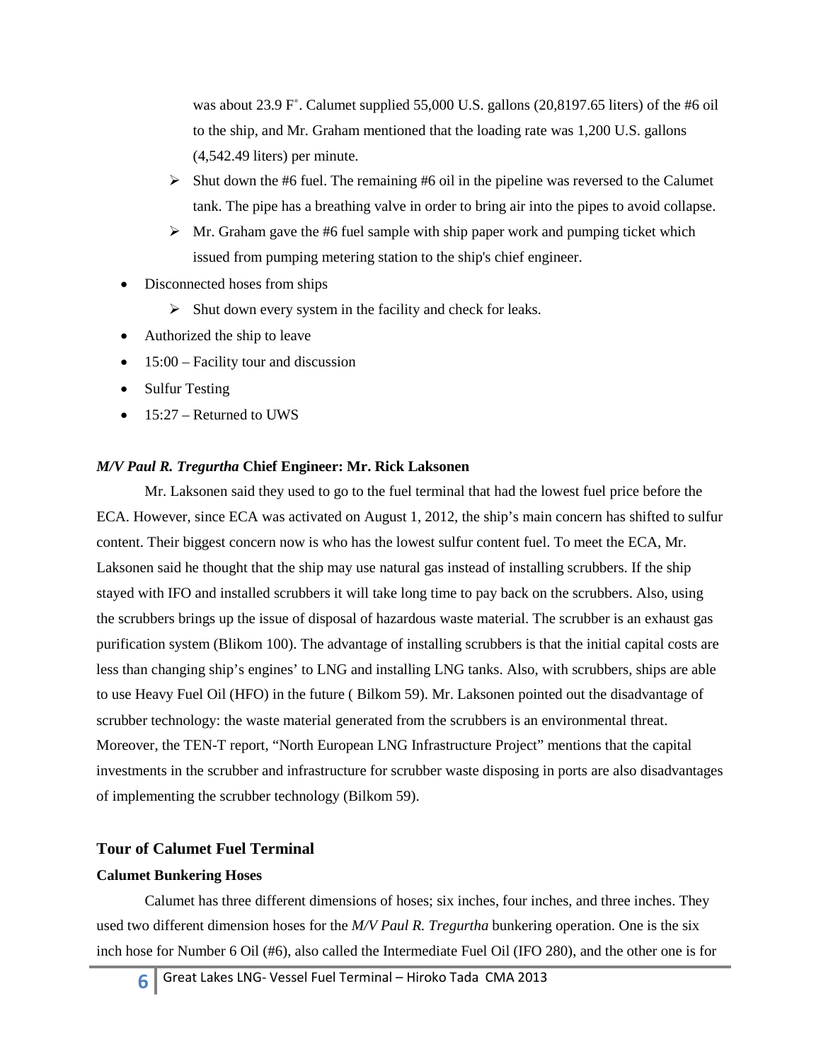was about 23.9 F˚. Calumet supplied 55,000 U.S. gallons (20,8197.65 liters) of the #6 oil to the ship, and Mr. Graham mentioned that the loading rate was 1,200 U.S. gallons (4,542.49 liters) per minute.

  - Shut down the #6 fuel. The remaining #6 oil in the pipeline was reversed to the Calumet tank. The pipe has a breathing valve in order to bring air into the pipes to avoid collapse.
  - Mr. Graham gave the #6 fuel sample with ship paper work and pumping ticket which issued from pumping metering station to the ship's chief engineer.

- Disconnected hoses from ships
  - Shut down every system in the facility and check for leaks.
- Authorized the ship to leave
- 15:00 – Facility tour and discussion
- Sulfur Testing
- 15:27 – Returned to UWS

***M/V Paul R. Tregurtha* Chief Engineer: Mr. Rick Laksonen**

Mr. Laksonen said they used to go to the fuel terminal that had the lowest fuel price before the ECA. However, since ECA was activated on August 1, 2012, the ship's main concern has shifted to sulfur content. Their biggest concern now is who has the lowest sulfur content fuel. To meet the ECA, Mr. Laksonen said he thought that the ship may use natural gas instead of installing scrubbers. If the ship stayed with IFO and installed scrubbers it will take long time to pay back on the scrubbers. Also, using the scrubbers brings up the issue of disposal of hazardous waste material. The scrubber is an exhaust gas purification system (Blikom 100). The advantage of installing scrubbers is that the initial capital costs are less than changing ship's engines' to LNG and installing LNG tanks. Also, with scrubbers, ships are able to use Heavy Fuel Oil (HFO) in the future ( Bilkom 59). Mr. Laksonen pointed out the disadvantage of scrubber technology: the waste material generated from the scrubbers is an environmental threat. Moreover, the TEN-T report, "North European LNG Infrastructure Project" mentions that the capital investments in the scrubber and infrastructure for scrubber waste disposing in ports are also disadvantages of implementing the scrubber technology (Bilkom 59).

## Tour of Calumet Fuel Terminal

### Calumet Bunkering Hoses

Calumet has three different dimensions of hoses; six inches, four inches, and three inches. They used two different dimension hoses for the *M/V Paul R. Tregurtha* bunkering operation. One is the six inch hose for Number 6 Oil (#6), also called the Intermediate Fuel Oil (IFO 280), and the other one is for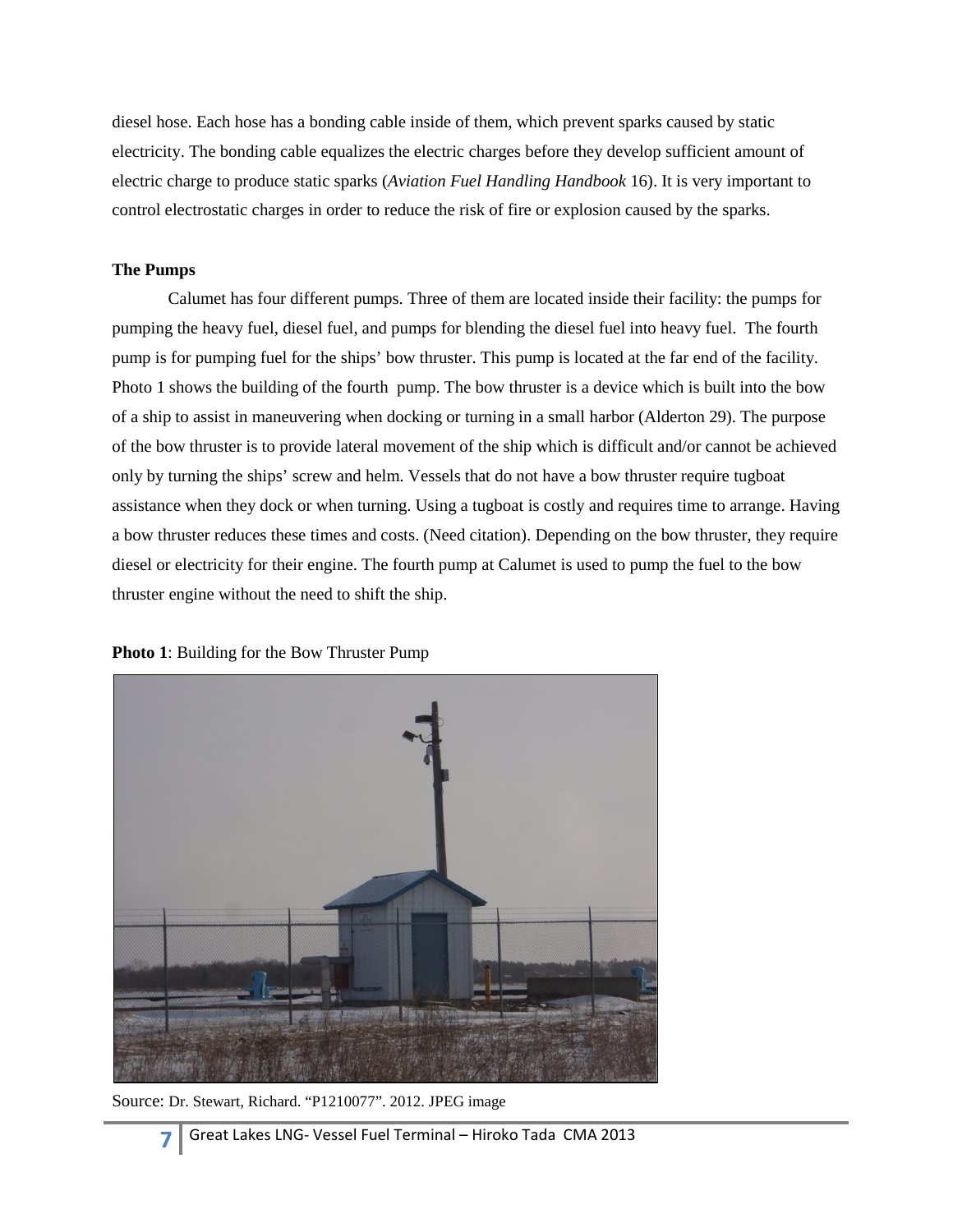diesel hose. Each hose has a bonding cable inside of them, which prevent sparks caused by static electricity. The bonding cable equalizes the electric charges before they develop sufficient amount of electric charge to produce static sparks (*Aviation Fuel Handling Handbook* 16). It is very important to control electrostatic charges in order to reduce the risk of fire or explosion caused by the sparks.

**The Pumps**

Calumet has four different pumps. Three of them are located inside their facility: the pumps for pumping the heavy fuel, diesel fuel, and pumps for blending the diesel fuel into heavy fuel. The fourth pump is for pumping fuel for the ships' bow thruster. This pump is located at the far end of the facility. Photo 1 shows the building of the fourth pump. The bow thruster is a device which is built into the bow of a ship to assist in maneuvering when docking or turning in a small harbor (Alderton 29). The purpose of the bow thruster is to provide lateral movement of the ship which is difficult and/or cannot be achieved only by turning the ships' screw and helm. Vessels that do not have a bow thruster require tugboat assistance when they dock or when turning. Using a tugboat is costly and requires time to arrange. Having a bow thruster reduces these times and costs. (Need citation). Depending on the bow thruster, they require diesel or electricity for their engine. The fourth pump at Calumet is used to pump the fuel to the bow thruster engine without the need to shift the ship.

**Photo 1**: Building for the Bow Thruster Pump

Source: Dr. Stewart, Richard. "P1210077". 2012. JPEG image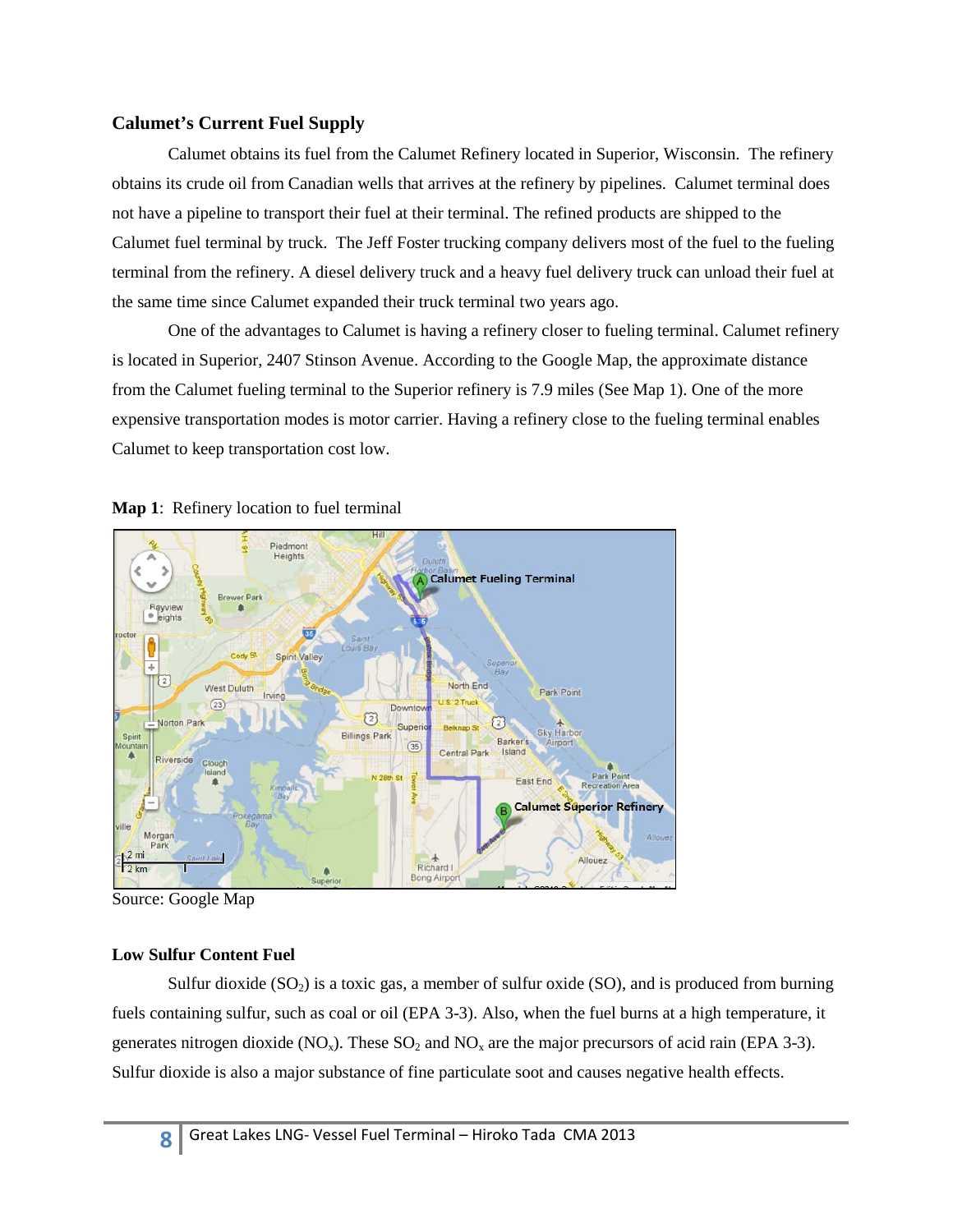### Calumet's Current Fuel Supply

Calumet obtains its fuel from the Calumet Refinery located in Superior, Wisconsin. The refinery obtains its crude oil from Canadian wells that arrives at the refinery by pipelines. Calumet terminal does not have a pipeline to transport their fuel at their terminal. The refined products are shipped to the Calumet fuel terminal by truck. The Jeff Foster trucking company delivers most of the fuel to the fueling terminal from the refinery. A diesel delivery truck and a heavy fuel delivery truck can unload their fuel at the same time since Calumet expanded their truck terminal two years ago.

One of the advantages to Calumet is having a refinery closer to fueling terminal. Calumet refinery is located in Superior, 2407 Stinson Avenue. According to the Google Map, the approximate distance from the Calumet fueling terminal to the Superior refinery is 7.9 miles (See Map 1). One of the more expensive transportation modes is motor carrier. Having a refinery close to the fueling terminal enables Calumet to keep transportation cost low.

**Map 1**: Refinery location to fuel terminal

Source: Google Map

### Low Sulfur Content Fuel

Sulfur dioxide ($SO_2$) is a toxic gas, a member of sulfur oxide (SO), and is produced from burning fuels containing sulfur, such as coal or oil (EPA 3-3). Also, when the fuel burns at a high temperature, it generates nitrogen dioxide ($NO_x$). These $SO_2$ and $NO_x$ are the major precursors of acid rain (EPA 3-3). Sulfur dioxide is also a major substance of fine particulate soot and causes negative health effects.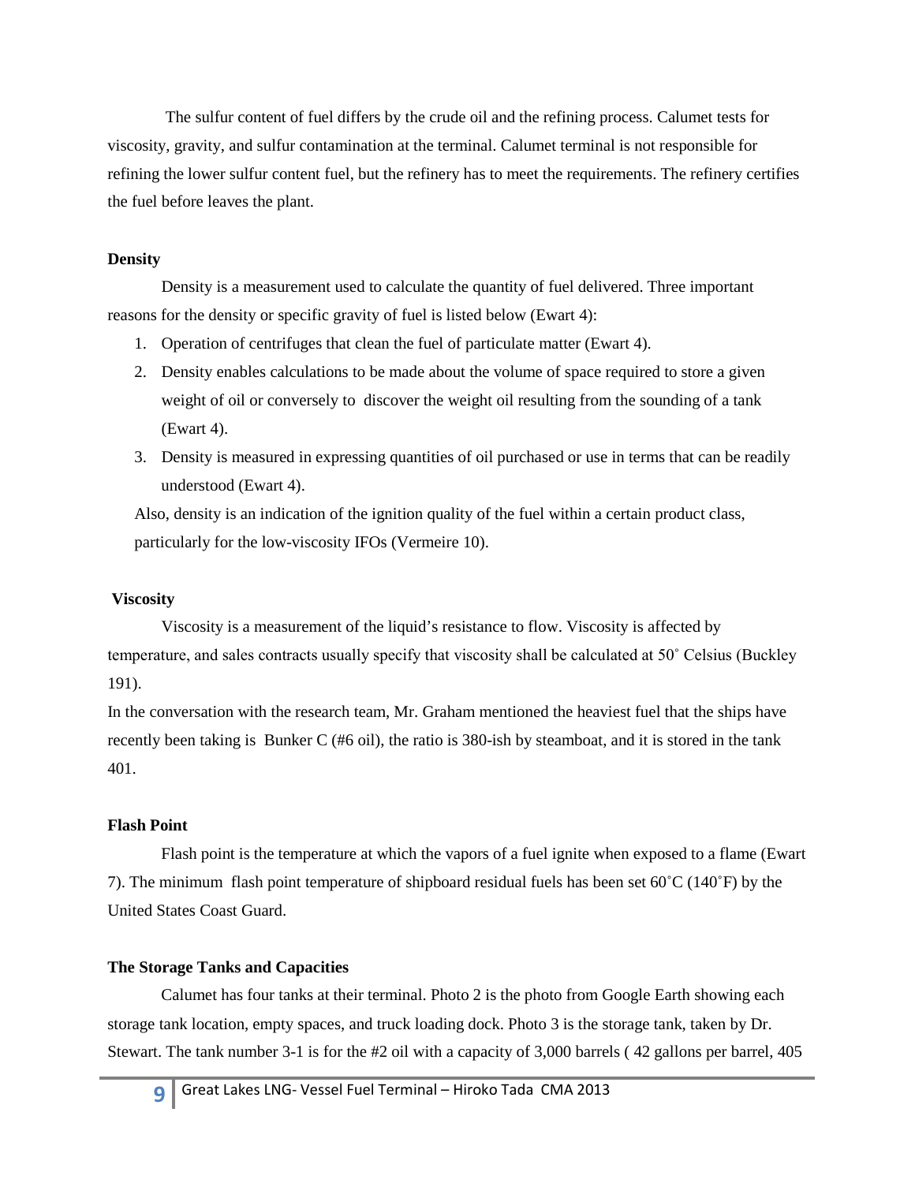The sulfur content of fuel differs by the crude oil and the refining process. Calumet tests for viscosity, gravity, and sulfur contamination at the terminal. Calumet terminal is not responsible for refining the lower sulfur content fuel, but the refinery has to meet the requirements. The refinery certifies the fuel before leaves the plant.

**Density**

Density is a measurement used to calculate the quantity of fuel delivered. Three important reasons for the density or specific gravity of fuel is listed below (Ewart 4):

1. Operation of centrifuges that clean the fuel of particulate matter (Ewart 4).
2. Density enables calculations to be made about the volume of space required to store a given weight of oil or conversely to discover the weight oil resulting from the sounding of a tank (Ewart 4).
3. Density is measured in expressing quantities of oil purchased or use in terms that can be readily understood (Ewart 4).

Also, density is an indication of the ignition quality of the fuel within a certain product class, particularly for the low-viscosity IFOs (Vermeire 10).

**Viscosity**

Viscosity is a measurement of the liquid's resistance to flow. Viscosity is affected by temperature, and sales contracts usually specify that viscosity shall be calculated at 50˚ Celsius (Buckley 191).

In the conversation with the research team, Mr. Graham mentioned the heaviest fuel that the ships have recently been taking is Bunker C (#6 oil), the ratio is 380-ish by steamboat, and it is stored in the tank 401.

**Flash Point**

Flash point is the temperature at which the vapors of a fuel ignite when exposed to a flame (Ewart 7). The minimum flash point temperature of shipboard residual fuels has been set 60˚C (140˚F) by the United States Coast Guard.

**The Storage Tanks and Capacities**

Calumet has four tanks at their terminal. Photo 2 is the photo from Google Earth showing each storage tank location, empty spaces, and truck loading dock. Photo 3 is the storage tank, taken by Dr. Stewart. The tank number 3-1 is for the #2 oil with a capacity of 3,000 barrels ( 42 gallons per barrel, 405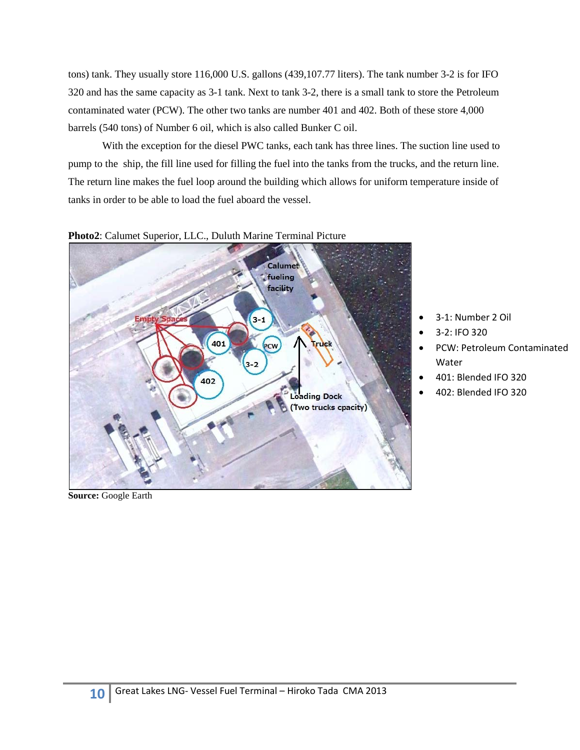tons) tank. They usually store 116,000 U.S. gallons (439,107.77 liters). The tank number 3-2 is for IFO 320 and has the same capacity as 3-1 tank. Next to tank 3-2, there is a small tank to store the Petroleum contaminated water (PCW). The other two tanks are number 401 and 402. Both of these store 4,000 barrels (540 tons) of Number 6 oil, which is also called Bunker C oil.

With the exception for the diesel PWC tanks, each tank has three lines. The suction line used to pump to the ship, the fill line used for filling the fuel into the tanks from the trucks, and the return line. The return line makes the fuel loop around the building which allows for uniform temperature inside of tanks in order to be able to load the fuel aboard the vessel.

**Photo2**: Calumet Superior, LLC., Duluth Marine Terminal Picture

- 3-1: Number 2 Oil
- 3-2: IFO 320
- PCW: Petroleum Contaminated Water
- 401: Blended IFO 320
- 402: Blended IFO 320

**Source:** Google Earth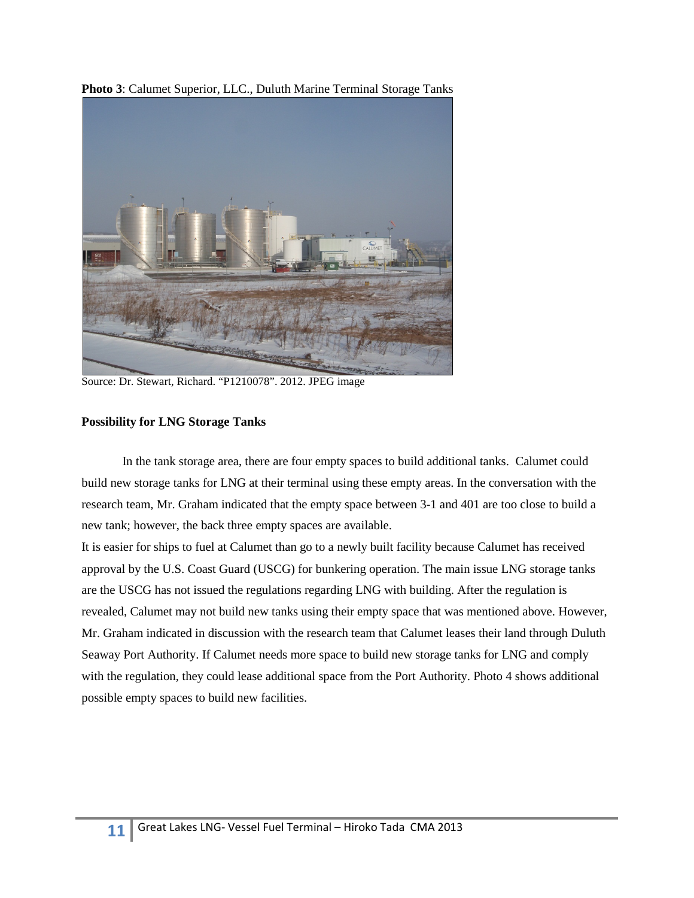**Photo 3**: Calumet Superior, LLC., Duluth Marine Terminal Storage Tanks

Source: Dr. Stewart, Richard. "P1210078". 2012. JPEG image

**Possibility for LNG Storage Tanks**

In the tank storage area, there are four empty spaces to build additional tanks. Calumet could build new storage tanks for LNG at their terminal using these empty areas. In the conversation with the research team, Mr. Graham indicated that the empty space between 3-1 and 401 are too close to build a new tank; however, the back three empty spaces are available.

It is easier for ships to fuel at Calumet than go to a newly built facility because Calumet has received approval by the U.S. Coast Guard (USCG) for bunkering operation. The main issue LNG storage tanks are the USCG has not issued the regulations regarding LNG with building. After the regulation is revealed, Calumet may not build new tanks using their empty space that was mentioned above. However, Mr. Graham indicated in discussion with the research team that Calumet leases their land through Duluth Seaway Port Authority. If Calumet needs more space to build new storage tanks for LNG and comply with the regulation, they could lease additional space from the Port Authority. Photo 4 shows additional possible empty spaces to build new facilities.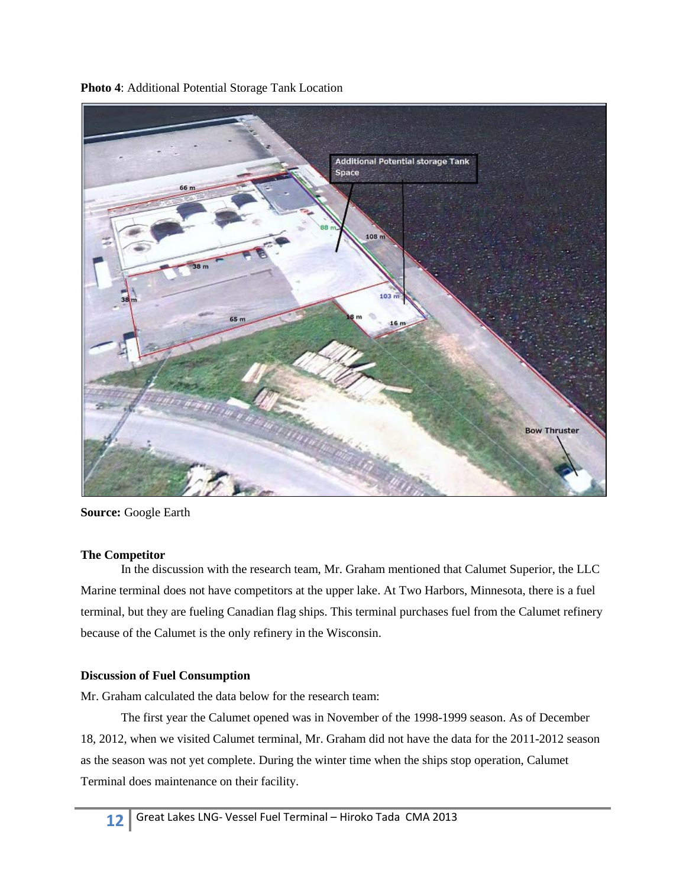**Photo 4**: Additional Potential Storage Tank Location

**Source:** Google Earth

**The Competitor**

In the discussion with the research team, Mr. Graham mentioned that Calumet Superior, the LLC Marine terminal does not have competitors at the upper lake. At Two Harbors, Minnesota, there is a fuel terminal, but they are fueling Canadian flag ships. This terminal purchases fuel from the Calumet refinery because of the Calumet is the only refinery in the Wisconsin.

**Discussion of Fuel Consumption**

Mr. Graham calculated the data below for the research team:

The first year the Calumet opened was in November of the 1998-1999 season. As of December 18, 2012, when we visited Calumet terminal, Mr. Graham did not have the data for the 2011-2012 season as the season was not yet complete. During the winter time when the ships stop operation, Calumet Terminal does maintenance on their facility.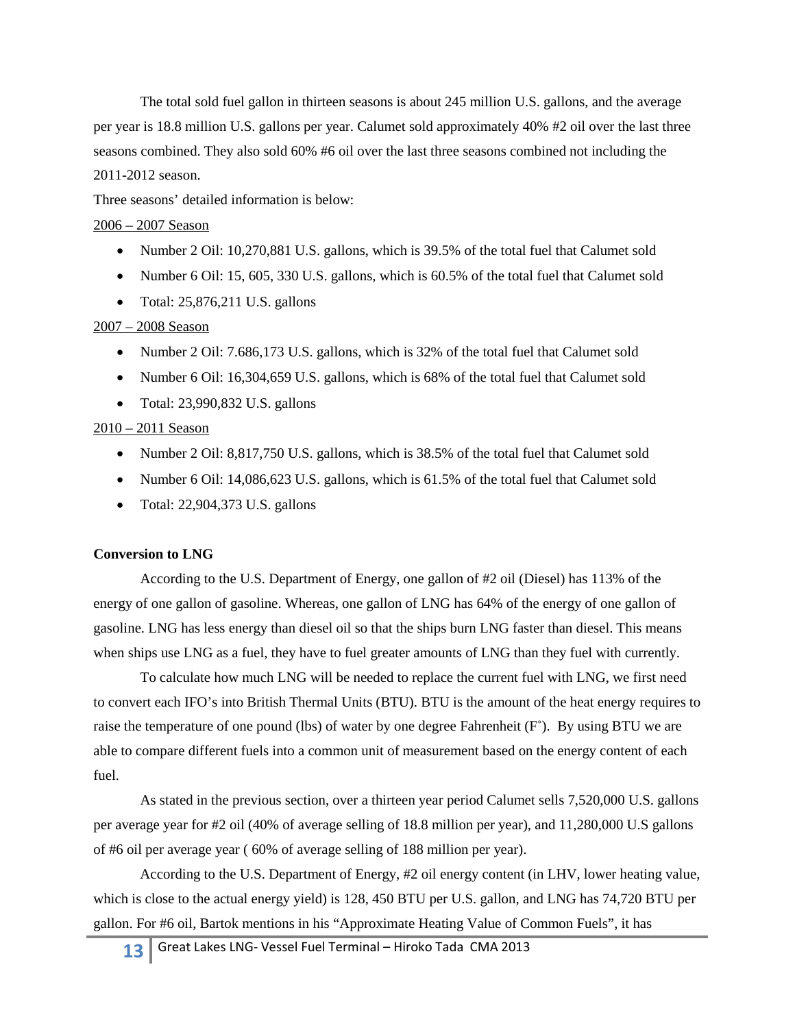The total sold fuel gallon in thirteen seasons is about 245 million U.S. gallons, and the average per year is 18.8 million U.S. gallons per year. Calumet sold approximately 40% #2 oil over the last three seasons combined. They also sold 60% #6 oil over the last three seasons combined not including the 2011-2012 season.

Three seasons' detailed information is below:

<u>2006 – 2007 Season</u>

- Number 2 Oil: 10,270,881 U.S. gallons, which is 39.5% of the total fuel that Calumet sold
- Number 6 Oil: 15, 605, 330 U.S. gallons, which is 60.5% of the total fuel that Calumet sold
- Total: 25,876,211 U.S. gallons

<u>2007 – 2008 Season</u>

- Number 2 Oil: 7.686,173 U.S. gallons, which is 32% of the total fuel that Calumet sold
- Number 6 Oil: 16,304,659 U.S. gallons, which is 68% of the total fuel that Calumet sold
- Total: 23,990,832 U.S. gallons

<u>2010 – 2011 Season</u>

- Number 2 Oil: 8,817,750 U.S. gallons, which is 38.5% of the total fuel that Calumet sold
- Number 6 Oil: 14,086,623 U.S. gallons, which is 61.5% of the total fuel that Calumet sold
- Total: 22,904,373 U.S. gallons

**Conversion to LNG**

According to the U.S. Department of Energy, one gallon of #2 oil (Diesel) has 113% of the energy of one gallon of gasoline. Whereas, one gallon of LNG has 64% of the energy of one gallon of gasoline. LNG has less energy than diesel oil so that the ships burn LNG faster than diesel. This means when ships use LNG as a fuel, they have to fuel greater amounts of LNG than they fuel with currently.

To calculate how much LNG will be needed to replace the current fuel with LNG, we first need to convert each IFO's into British Thermal Units (BTU). BTU is the amount of the heat energy requires to raise the temperature of one pound (lbs) of water by one degree Fahrenheit (F˚). By using BTU we are able to compare different fuels into a common unit of measurement based on the energy content of each fuel.

As stated in the previous section, over a thirteen year period Calumet sells 7,520,000 U.S. gallons per average year for #2 oil (40% of average selling of 18.8 million per year), and 11,280,000 U.S gallons of #6 oil per average year ( 60% of average selling of 188 million per year).

According to the U.S. Department of Energy, #2 oil energy content (in LHV, lower heating value, which is close to the actual energy yield) is 128, 450 BTU per U.S. gallon, and LNG has 74,720 BTU per gallon. For #6 oil, Bartok mentions in his "Approximate Heating Value of Common Fuels", it has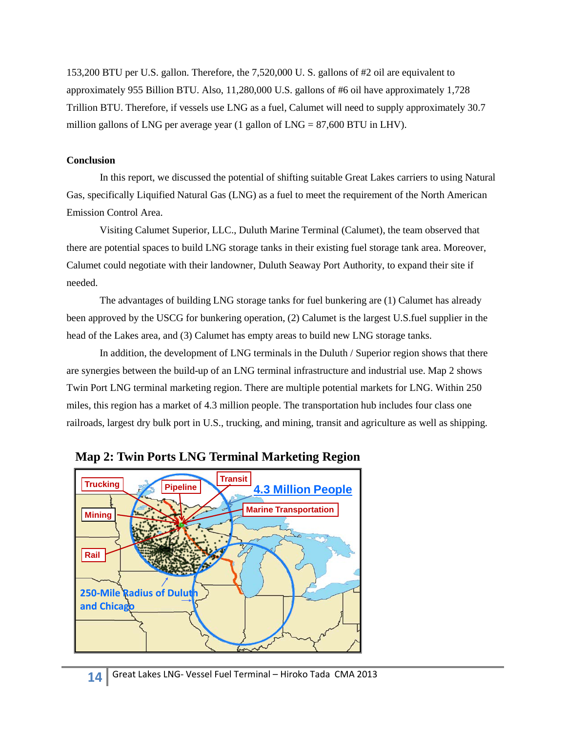153,200 BTU per U.S. gallon. Therefore, the 7,520,000 U. S. gallons of #2 oil are equivalent to approximately 955 Billion BTU. Also, 11,280,000 U.S. gallons of #6 oil have approximately 1,728 Trillion BTU. Therefore, if vessels use LNG as a fuel, Calumet will need to supply approximately 30.7 million gallons of LNG per average year (1 gallon of LNG = 87,600 BTU in LHV).

**Conclusion**

In this report, we discussed the potential of shifting suitable Great Lakes carriers to using Natural Gas, specifically Liquified Natural Gas (LNG) as a fuel to meet the requirement of the North American Emission Control Area.

Visiting Calumet Superior, LLC., Duluth Marine Terminal (Calumet), the team observed that there are potential spaces to build LNG storage tanks in their existing fuel storage tank area. Moreover, Calumet could negotiate with their landowner, Duluth Seaway Port Authority, to expand their site if needed.

The advantages of building LNG storage tanks for fuel bunkering are (1) Calumet has already been approved by the USCG for bunkering operation, (2) Calumet is the largest U.S.fuel supplier in the head of the Lakes area, and (3) Calumet has empty areas to build new LNG storage tanks.

In addition, the development of LNG terminals in the Duluth / Superior region shows that there are synergies between the build-up of an LNG terminal infrastructure and industrial use. Map 2 shows Twin Port LNG terminal marketing region. There are multiple potential markets for LNG. Within 250 miles, this region has a market of 4.3 million people. The transportation hub includes four class one railroads, largest dry bulk port in U.S., trucking, and mining, transit and agriculture as well as shipping.

**Map 2: Twin Ports LNG Terminal Marketing Region**

Trucking | Pipeline | Transit | 4.3 Million People | Mining | Marine Transportation | Rail | 250-Mile Radius of Duluth and Chicago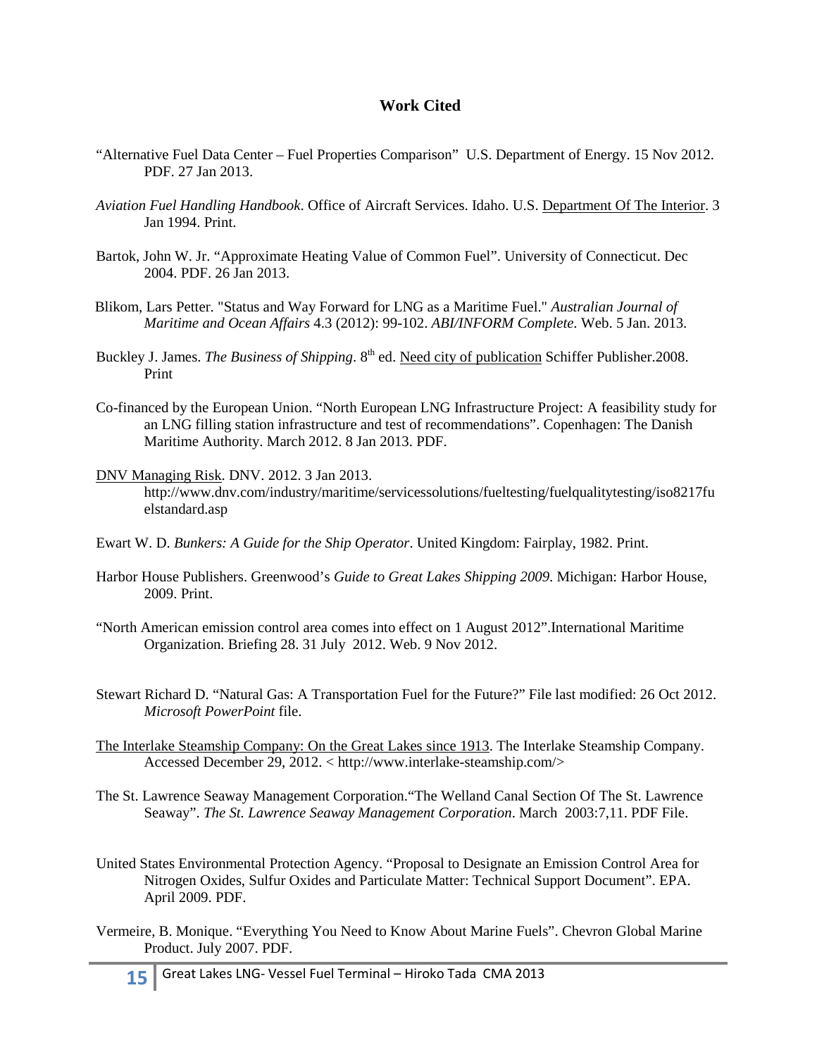## Work Cited

"Alternative Fuel Data Center – Fuel Properties Comparison" U.S. Department of Energy. 15 Nov 2012. PDF. 27 Jan 2013.

*Aviation Fuel Handling Handbook*. Office of Aircraft Services. Idaho. U.S. Department Of The Interior. 3 Jan 1994. Print.

Bartok, John W. Jr. "Approximate Heating Value of Common Fuel". University of Connecticut. Dec 2004. PDF. 26 Jan 2013.

Blikom, Lars Petter. "Status and Way Forward for LNG as a Maritime Fuel." *Australian Journal of Maritime and Ocean Affairs* 4.3 (2012): 99-102. *ABI/INFORM Complete*. Web. 5 Jan. 2013.

Buckley J. James. *The Business of Shipping*. 8th ed. Need city of publication Schiffer Publisher.2008. Print

Co-financed by the European Union. "North European LNG Infrastructure Project: A feasibility study for an LNG filling station infrastructure and test of recommendations". Copenhagen: The Danish Maritime Authority. March 2012. 8 Jan 2013. PDF.

DNV Managing Risk. DNV. 2012. 3 Jan 2013. http://www.dnv.com/industry/maritime/servicessolutions/fueltesting/fuelqualitytesting/iso8217fuelstandard.asp

Ewart W. D. *Bunkers: A Guide for the Ship Operator*. United Kingdom: Fairplay, 1982. Print.

Harbor House Publishers. Greenwood's *Guide to Great Lakes Shipping 2009*. Michigan: Harbor House, 2009. Print.

"North American emission control area comes into effect on 1 August 2012".International Maritime Organization. Briefing 28. 31 July 2012. Web. 9 Nov 2012.

Stewart Richard D. "Natural Gas: A Transportation Fuel for the Future?" File last modified: 26 Oct 2012. *Microsoft PowerPoint* file.

The Interlake Steamship Company: On the Great Lakes since 1913. The Interlake Steamship Company. Accessed December 29, 2012. < http://www.interlake-steamship.com/>

The St. Lawrence Seaway Management Corporation."The Welland Canal Section Of The St. Lawrence Seaway". *The St. Lawrence Seaway Management Corporation*. March 2003:7,11. PDF File.

United States Environmental Protection Agency. "Proposal to Designate an Emission Control Area for Nitrogen Oxides, Sulfur Oxides and Particulate Matter: Technical Support Document". EPA. April 2009. PDF.

Vermeire, B. Monique. "Everything You Need to Know About Marine Fuels". Chevron Global Marine Product. July 2007. PDF.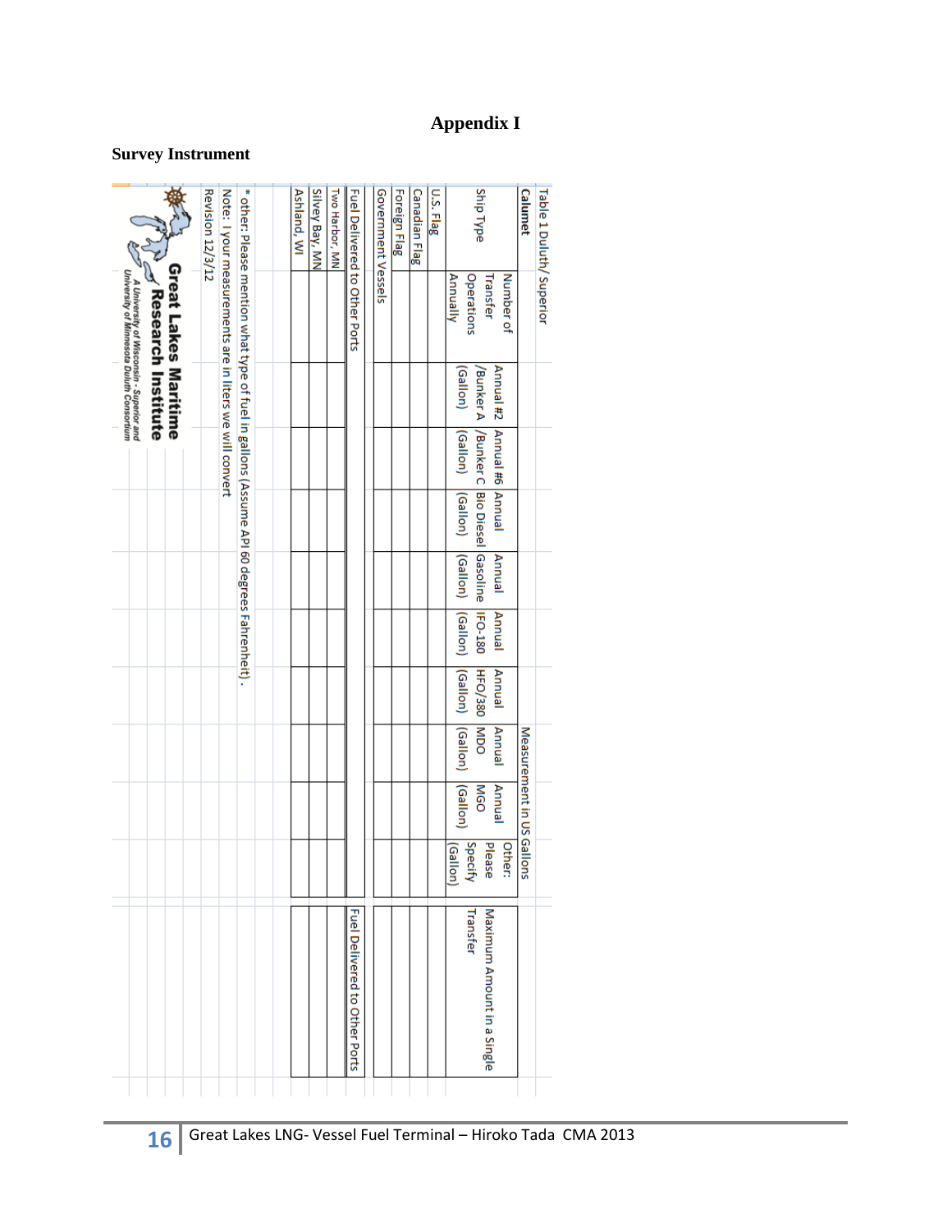# Appendix I

**Survey Instrument**

Table 1 Duluth/ Superior

**Calumet**

| Ship Type | Number of Transfer Operations Annually | Annual #2 /Bunker A (Gallon) | Annual #6 /Bunker C (Gallon) | Annual Bio Diesel (Gallon) | Annual Gasoline (Gallon) | Annual IFO-180 (Gallon) | Annual HFO/380 (Gallon) | Annual MDO (Gallon) | Annual MGO (Gallon) | Other: Please Specify (Gallon) | Maximum Amount in a Single Transfer |
|---|---|---|---|---|---|---|---|---|---|---|---|
| U.S. Flag | | | | | | | | | | | |
| Canadian Flag | | | | | | | | | | | |
| Foreign Flag | | | | | | | | | | | |
| Government Vessels | | | | | | | | | | | |
| Fuel Delivered to Other Ports | | | | | | | | | | | Fuel Delivered to Other Ports |
| Two Harbor, MN | | | | | | | | | | | |
| Silvey Bay, MN | | | | | | | | | | | |
| Ashland, WI | | | | | | | | | | | |

Measurement in US Gallons

* other: Please mention what type of fuel in gallons (Assume API 60 degrees Fahrenheit).

Note: I your measurements are in liters we will convert

Revision 12/3/12

**Great Lakes Maritime Research Institute**

*A University of Wisconsin - Superior and University of Minnesota Duluth Consortium*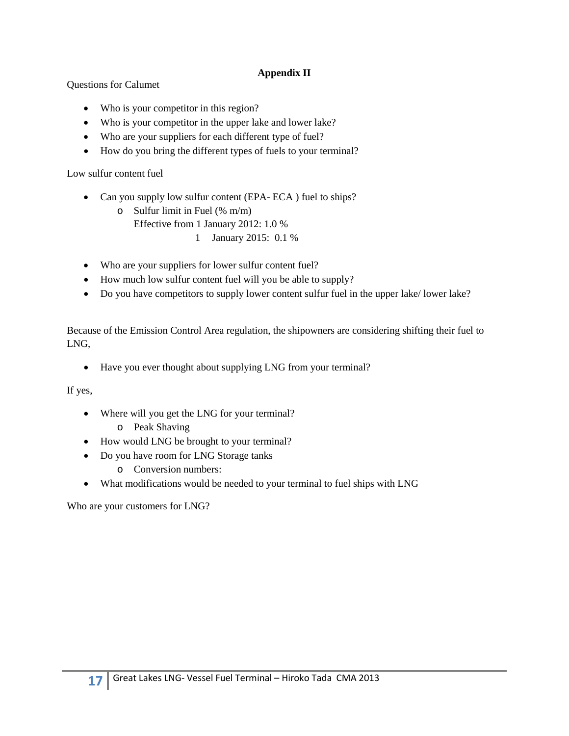## Appendix II

Questions for Calumet

- Who is your competitor in this region?
- Who is your competitor in the upper lake and lower lake?
- Who are your suppliers for each different type of fuel?
- How do you bring the different types of fuels to your terminal?

Low sulfur content fuel

- Can you supply low sulfur content (EPA- ECA ) fuel to ships?
    - Sulfur limit in Fuel (% m/m)
      Effective from 1 January 2012: 1.0 %
      1 January 2015: 0.1 %
- Who are your suppliers for lower sulfur content fuel?
- How much low sulfur content fuel will you be able to supply?
- Do you have competitors to supply lower content sulfur fuel in the upper lake/ lower lake?

Because of the Emission Control Area regulation, the shipowners are considering shifting their fuel to LNG,

- Have you ever thought about supplying LNG from your terminal?

If yes,

- Where will you get the LNG for your terminal?
    - Peak Shaving
- How would LNG be brought to your terminal?
- Do you have room for LNG Storage tanks
    - Conversion numbers:
- What modifications would be needed to your terminal to fuel ships with LNG

Who are your customers for LNG?